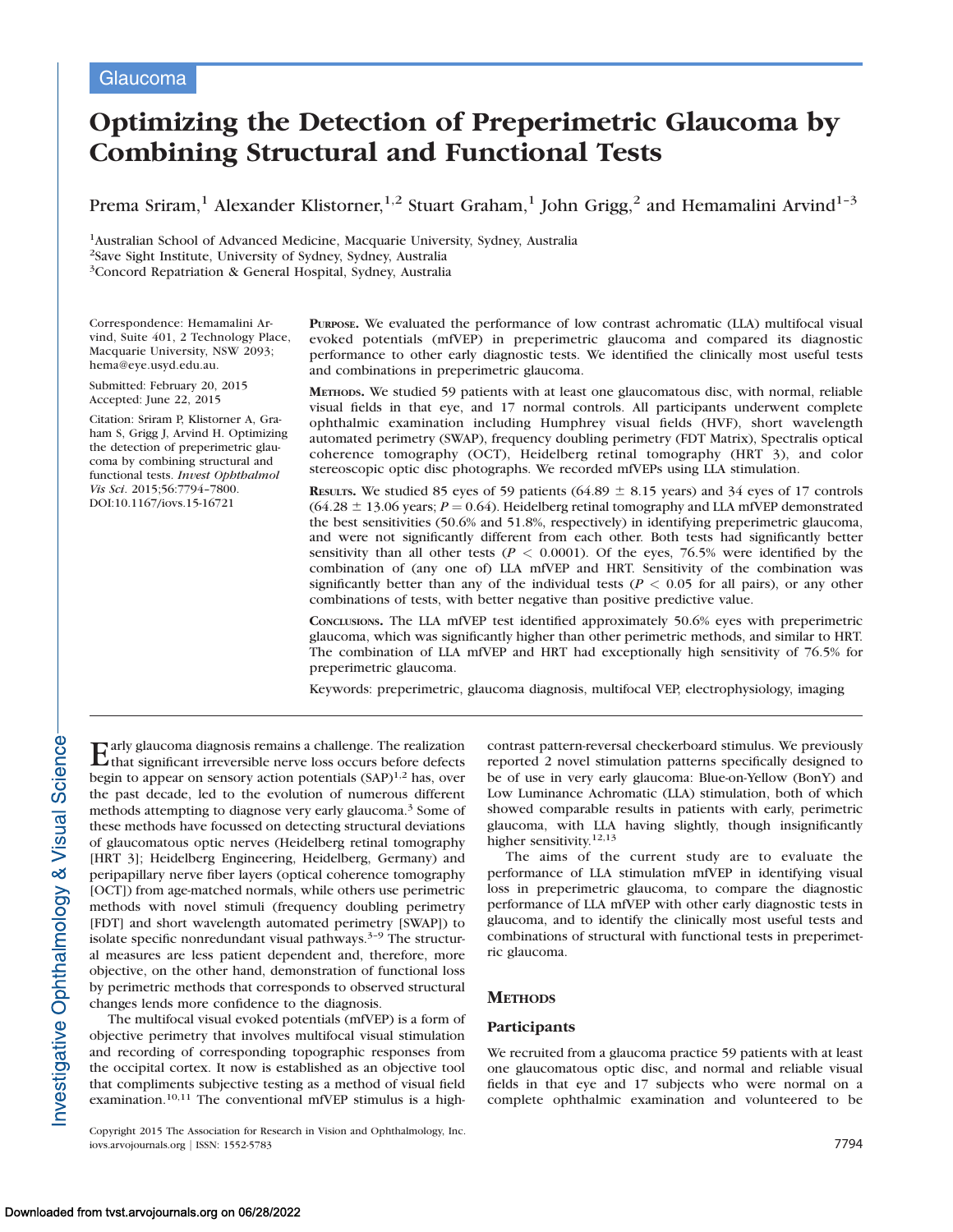Glaucoma

# Optimizing the Detection of Preperimetric Glaucoma by Combining Structural and Functional Tests

Prema Sriram,[1] Alexander Klistorner,[1,2] Stuart Graham,[1] John Grigg,[2] and Hemamalini Arvind[1–3]

[1]Australian School of Advanced Medicine, Macquarie University, Sydney, Australia
[2]Save Sight Institute, University of Sydney, Sydney, Australia
[3]Concord Repatriation & General Hospital, Sydney, Australia

Correspondence: Hemamalini Arvind, Suite 401, 2 Technology Place, Macquarie University, NSW 2093; hema@eye.usyd.edu.au.

Submitted: February 20, 2015
Accepted: June 22, 2015

Citation: Sriram P, Klistorner A, Graham S, Grigg J, Arvind H. Optimizing the detection of preperimetric glaucoma by combining structural and functional tests. *Invest Ophthalmol Vis Sci*. 2015;56:7794–7800. DOI:10.1167/iovs.15-16721

**PURPOSE.** We evaluated the performance of low contrast achromatic (LLA) multifocal visual evoked potentials (mfVEP) in preperimetric glaucoma and compared its diagnostic performance to other early diagnostic tests. We identified the clinically most useful tests and combinations in preperimetric glaucoma.

**METHODS.** We studied 59 patients with at least one glaucomatous disc, with normal, reliable visual fields in that eye, and 17 normal controls. All participants underwent complete ophthalmic examination including Humphrey visual fields (HVF), short wavelength automated perimetry (SWAP), frequency doubling perimetry (FDT Matrix), Spectralis optical coherence tomography (OCT), Heidelberg retinal tomography (HRT 3), and color stereoscopic optic disc photographs. We recorded mfVEPs using LLA stimulation.

**RESULTS.** We studied 85 eyes of 59 patients (64.89 ± 8.15 years) and 34 eyes of 17 controls (64.28 ± 13.06 years; $P = 0.64$). Heidelberg retinal tomography and LLA mfVEP demonstrated the best sensitivities (50.6% and 51.8%, respectively) in identifying preperimetric glaucoma, and were not significantly different from each other. Both tests had significantly better sensitivity than all other tests ($P < 0.0001$). Of the eyes, 76.5% were identified by the combination of (any one of) LLA mfVEP and HRT. Sensitivity of the combination was significantly better than any of the individual tests ($P < 0.05$ for all pairs), or any other combinations of tests, with better negative than positive predictive value.

**CONCLUSIONS.** The LLA mfVEP test identified approximately 50.6% eyes with preperimetric glaucoma, which was significantly higher than other perimetric methods, and similar to HRT. The combination of LLA mfVEP and HRT had exceptionally high sensitivity of 76.5% for preperimetric glaucoma.

Keywords: preperimetric, glaucoma diagnosis, multifocal VEP, electrophysiology, imaging

Early glaucoma diagnosis remains a challenge. The realization that significant irreversible nerve loss occurs before defects begin to appear on sensory action potentials (SAP)[1,2] has, over the past decade, led to the evolution of numerous different methods attempting to diagnose very early glaucoma.[3] Some of these methods have focussed on detecting structural deviations of glaucomatous optic nerves (Heidelberg retinal tomography [HRT 3]; Heidelberg Engineering, Heidelberg, Germany) and peripapillary nerve fiber layers (optical coherence tomography [OCT]) from age-matched normals, while others use perimetric methods with novel stimuli (frequency doubling perimetry [FDT] and short wavelength automated perimetry [SWAP]) to isolate specific nonredundant visual pathways.[3–9] The structural measures are less patient dependent and, therefore, more objective, on the other hand, demonstration of functional loss by perimetric methods that corresponds to observed structural changes lends more confidence to the diagnosis.

The multifocal visual evoked potentials (mfVEP) is a form of objective perimetry that involves multifocal visual stimulation and recording of corresponding topographic responses from the occipital cortex. It now is established as an objective tool that compliments subjective testing as a method of visual field examination.[10,11] The conventional mfVEP stimulus is a high-contrast pattern-reversal checkerboard stimulus. We previously reported 2 novel stimulation patterns specifically designed to be of use in very early glaucoma: Blue-on-Yellow (BonY) and Low Luminance Achromatic (LLA) stimulation, both of which showed comparable results in patients with early, perimetric glaucoma, with LLA having slightly, though insignificantly higher sensitivity.[12,13]

The aims of the current study are to evaluate the performance of LLA stimulation mfVEP in identifying visual loss in preperimetric glaucoma, to compare the diagnostic performance of LLA mfVEP with other early diagnostic tests in glaucoma, and to identify the clinically most useful tests and combinations of structural with functional tests in preperimetric glaucoma.

## METHODS

### Participants

We recruited from a glaucoma practice 59 patients with at least one glaucomatous optic disc, and normal and reliable visual fields in that eye and 17 subjects who were normal on a complete ophthalmic examination and volunteered to be

Copyright 2015 The Association for Research in Vision and Ophthalmology, Inc.
iovs.arvojournals.org | ISSN: 1552-5783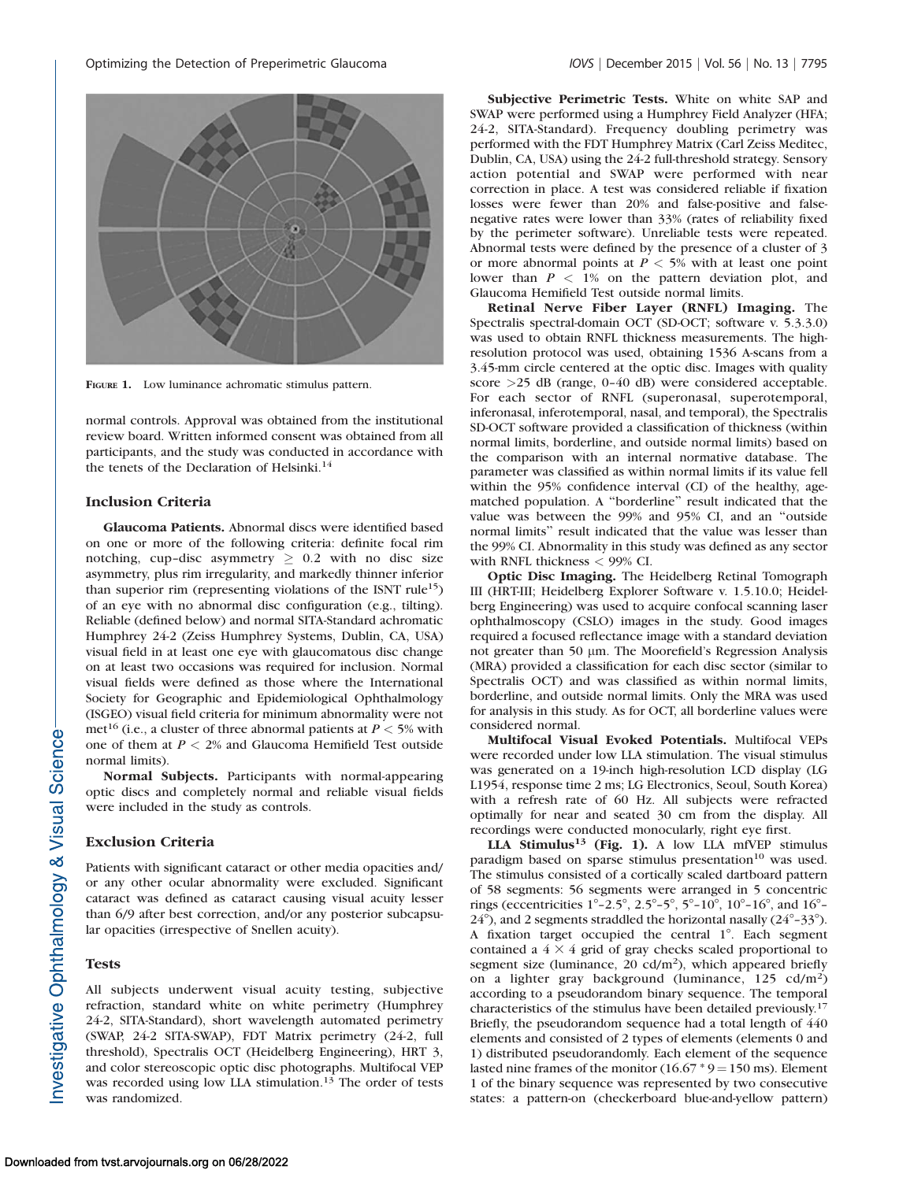FIGURE 1. Low luminance achromatic stimulus pattern.

normal controls. Approval was obtained from the institutional review board. Written informed consent was obtained from all participants, and the study was conducted in accordance with the tenets of the Declaration of Helsinki.[14]

## Inclusion Criteria

**Glaucoma Patients.** Abnormal discs were identified based on one or more of the following criteria: definite focal rim notching, cup–disc asymmetry $\geq$ 0.2 with no disc size asymmetry, plus rim irregularity, and markedly thinner inferior than superior rim (representing violations of the ISNT rule[15]) of an eye with no abnormal disc configuration (e.g., tilting). Reliable (defined below) and normal SITA-Standard achromatic Humphrey 24-2 (Zeiss Humphrey Systems, Dublin, CA, USA) visual field in at least one eye with glaucomatous disc change on at least two occasions was required for inclusion. Normal visual fields were defined as those where the International Society for Geographic and Epidemiological Ophthalmology (ISGEO) visual field criteria for minimum abnormality were not met[16] (i.e., a cluster of three abnormal patients at $P < 5\%$ with one of them at $P < 2\%$ and Glaucoma Hemifield Test outside normal limits).

**Normal Subjects.** Participants with normal-appearing optic discs and completely normal and reliable visual fields were included in the study as controls.

## Exclusion Criteria

Patients with significant cataract or other media opacities and/or any other ocular abnormality were excluded. Significant cataract was defined as cataract causing visual acuity lesser than 6/9 after best correction, and/or any posterior subcapsular opacities (irrespective of Snellen acuity).

## Tests

All subjects underwent visual acuity testing, subjective refraction, standard white on white perimetry (Humphrey 24-2, SITA-Standard), short wavelength automated perimetry (SWAP, 24-2 SITA-SWAP), FDT Matrix perimetry (24-2, full threshold), Spectralis OCT (Heidelberg Engineering), HRT 3, and color stereoscopic optic disc photographs. Multifocal VEP was recorded using low LLA stimulation.[13] The order of tests was randomized.

**Subjective Perimetric Tests.** White on white SAP and SWAP were performed using a Humphrey Field Analyzer (HFA; 24-2, SITA-Standard). Frequency doubling perimetry was performed with the FDT Humphrey Matrix (Carl Zeiss Meditec, Dublin, CA, USA) using the 24-2 full-threshold strategy. Sensory action potential and SWAP were performed with near correction in place. A test was considered reliable if fixation losses were fewer than 20% and false-positive and false-negative rates were lower than 33% (rates of reliability fixed by the perimeter software). Unreliable tests were repeated. Abnormal tests were defined by the presence of a cluster of 3 or more abnormal points at $P < 5\%$ with at least one point lower than $P < 1\%$ on the pattern deviation plot, and Glaucoma Hemifield Test outside normal limits.

**Retinal Nerve Fiber Layer (RNFL) Imaging.** The Spectralis spectral-domain OCT (SD-OCT; software v. 5.3.3.0) was used to obtain RNFL thickness measurements. The high-resolution protocol was used, obtaining 1536 A-scans from a 3.45-mm circle centered at the optic disc. Images with quality score >25 dB (range, 0–40 dB) were considered acceptable. For each sector of RNFL (superonasal, superotemporal, inferonasal, inferotemporal, nasal, and temporal), the Spectralis SD-OCT software provided a classification of thickness (within normal limits, borderline, and outside normal limits) based on the comparison with an internal normative database. The parameter was classified as within normal limits if its value fell within the 95% confidence interval (CI) of the healthy, age-matched population. A "borderline" result indicated that the value was between the 99% and 95% CI, and an "outside normal limits" result indicated that the value was lesser than the 99% CI. Abnormality in this study was defined as any sector with RNFL thickness < 99% CI.

**Optic Disc Imaging.** The Heidelberg Retinal Tomograph III (HRT-III; Heidelberg Explorer Software v. 1.5.10.0; Heidelberg Engineering) was used to acquire confocal scanning laser ophthalmoscopy (CSLO) images in the study. Good images required a focused reflectance image with a standard deviation not greater than 50 μm. The Moorefield's Regression Analysis (MRA) provided a classification for each disc sector (similar to Spectralis OCT) and was classified as within normal limits, borderline, and outside normal limits. Only the MRA was used for analysis in this study. As for OCT, all borderline values were considered normal.

**Multifocal Visual Evoked Potentials.** Multifocal VEPs were recorded under low LLA stimulation. The visual stimulus was generated on a 19-inch high-resolution LCD display (LG L1954, response time 2 ms; LG Electronics, Seoul, South Korea) with a refresh rate of 60 Hz. All subjects were refracted optimally for near and seated 30 cm from the display. All recordings were conducted monocularly, right eye first.

**LLA Stimulus[13] (Fig. 1).** A low LLA mfVEP stimulus paradigm based on sparse stimulus presentation[10] was used. The stimulus consisted of a cortically scaled dartboard pattern of 58 segments: 56 segments were arranged in 5 concentric rings (eccentricities 1°–2.5°, 2.5°–5°, 5°–10°, 10°–16°, and 16°–24°), and 2 segments straddled the horizontal nasally (24°–33°). A fixation target occupied the central 1°. Each segment contained a $4 \times 4$ grid of gray checks scaled proportional to segment size (luminance, 20 cd/m$^2$), which appeared briefly on a lighter gray background (luminance, 125 cd/m$^2$) according to a pseudorandom binary sequence. The temporal characteristics of the stimulus have been detailed previously.[17] Briefly, the pseudorandom sequence had a total length of 440 elements and consisted of 2 types of elements (elements 0 and 1) distributed pseudorandomly. Each element of the sequence lasted nine frames of the monitor ($16.67 * 9 = 150$ ms). Element 1 of the binary sequence was represented by two consecutive states: a pattern-on (checkerboard blue-and-yellow pattern)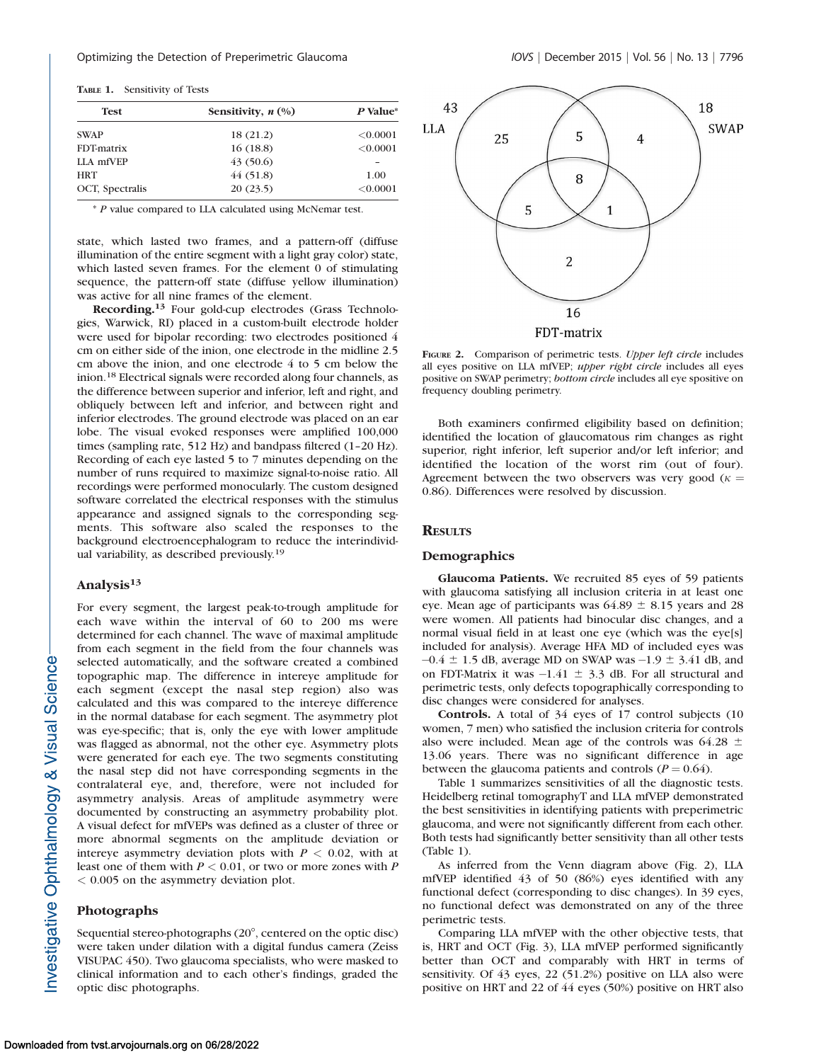**Table 1.** Sensitivity of Tests

| Test | Sensitivity, n (%) | P Value* |
|---|---|---|
| SWAP | 18 (21.2) | <0.0001 |
| FDT-matrix | 16 (18.8) | <0.0001 |
| LLA mfVEP | 43 (50.6) | – |
| HRT | 44 (51.8) | 1.00 |
| OCT, Spectralis | 20 (23.5) | <0.0001 |

\* P value compared to LLA calculated using McNemar test.

state, which lasted two frames, and a pattern-off (diffuse illumination of the entire segment with a light gray color) state, which lasted seven frames. For the element 0 of stimulating sequence, the pattern-off state (diffuse yellow illumination) was active for all nine frames of the element.

**Recording.**[13] Four gold-cup electrodes (Grass Technologies, Warwick, RI) placed in a custom-built electrode holder were used for bipolar recording: two electrodes positioned 4 cm on either side of the inion, one electrode in the midline 2.5 cm above the inion, and one electrode 4 to 5 cm below the inion.[18] Electrical signals were recorded along four channels, as the difference between superior and inferior, left and right, and obliquely between left and inferior, and between right and inferior electrodes. The ground electrode was placed on an ear lobe. The visual evoked responses were amplified 100,000 times (sampling rate, 512 Hz) and bandpass filtered (1–20 Hz). Recording of each eye lasted 5 to 7 minutes depending on the number of runs required to maximize signal-to-noise ratio. All recordings were performed monocularly. The custom designed software correlated the electrical responses with the stimulus appearance and assigned signals to the corresponding segments. This software also scaled the responses to the background electroencephalogram to reduce the interindividual variability, as described previously.[19]

### Analysis[13]

For every segment, the largest peak-to-trough amplitude for each wave within the interval of 60 to 200 ms were determined for each channel. The wave of maximal amplitude from each segment in the field from the four channels was selected automatically, and the software created a combined topographic map. The difference in intereye amplitude for each segment (except the nasal step region) also was calculated and this was compared to the intereye difference in the normal database for each segment. The asymmetry plot was eye-specific; that is, only the eye with lower amplitude was flagged as abnormal, not the other eye. Asymmetry plots were generated for each eye. The two segments constituting the nasal step did not have corresponding segments in the contralateral eye, and, therefore, were not included for asymmetry analysis. Areas of amplitude asymmetry were documented by constructing an asymmetry probability plot. A visual defect for mfVEPs was defined as a cluster of three or more abnormal segments on the amplitude deviation or intereye asymmetry deviation plots with $P < 0.02$, with at least one of them with $P < 0.01$, or two or more zones with $P < 0.005$ on the asymmetry deviation plot.

### Photographs

Sequential stereo-photographs (20°, centered on the optic disc) were taken under dilation with a digital fundus camera (Zeiss VISUPAC 450). Two glaucoma specialists, who were masked to clinical information and to each other's findings, graded the optic disc photographs.

**Figure 2.** Comparison of perimetric tests. *Upper left circle* includes all eyes positive on LLA mfVEP; *upper right circle* includes all eyes positive on SWAP perimetry; *bottom circle* includes all eye spositive on frequency doubling perimetry.

Both examiners confirmed eligibility based on definition; identified the location of glaucomatous rim changes as right superior, right inferior, left superior and/or left inferior; and identified the location of the worst rim (out of four). Agreement between the two observers was very good ($\kappa$ = 0.86). Differences were resolved by discussion.

## Results

### Demographics

**Glaucoma Patients.** We recruited 85 eyes of 59 patients with glaucoma satisfying all inclusion criteria in at least one eye. Mean age of participants was 64.89 ± 8.15 years and 28 were women. All patients had binocular disc changes, and a normal visual field in at least one eye (which was the eye[s] included for analysis). Average HFA MD of included eyes was −0.4 ± 1.5 dB, average MD on SWAP was −1.9 ± 3.41 dB, and on FDT-Matrix it was −1.41 ± 3.3 dB. For all structural and perimetric tests, only defects topographically corresponding to disc changes were considered for analyses.

**Controls.** A total of 34 eyes of 17 control subjects (10 women, 7 men) who satisfied the inclusion criteria for controls also were included. Mean age of the controls was 64.28 ± 13.06 years. There was no significant difference in age between the glaucoma patients and controls ($P = 0.64$).

Table 1 summarizes sensitivities of all the diagnostic tests. Heidelberg retinal tomographyT and LLA mfVEP demonstrated the best sensitivities in identifying patients with preperimetric glaucoma, and were not significantly different from each other. Both tests had significantly better sensitivity than all other tests (Table 1).

As inferred from the Venn diagram above (Fig. 2), LLA mfVEP identified 43 of 50 (86%) eyes identified with any functional defect (corresponding to disc changes). In 39 eyes, no functional defect was demonstrated on any of the three perimetric tests.

Comparing LLA mfVEP with the other objective tests, that is, HRT and OCT (Fig. 3), LLA mfVEP performed significantly better than OCT and comparably with HRT in terms of sensitivity. Of 43 eyes, 22 (51.2%) positive on LLA also were positive on HRT and 22 of 44 eyes (50%) positive on HRT also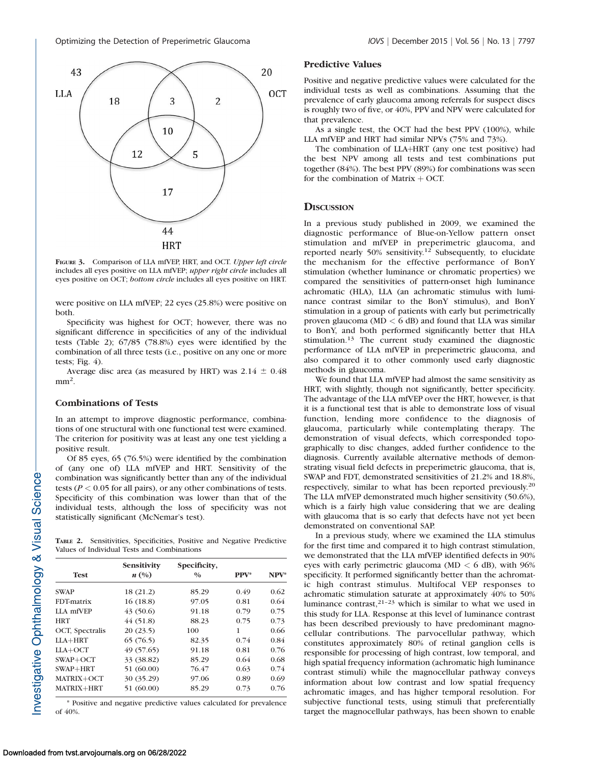FIGURE 3. Comparison of LLA mfVEP, HRT, and OCT. *Upper left circle* includes all eyes positive on LLA mfVEP; *upper right circle* includes all eyes positive on OCT; *bottom circle* includes all eyes positive on HRT.

were positive on LLA mfVEP; 22 eyes (25.8%) were positive on both.

Specificity was highest for OCT; however, there was no significant difference in specificities of any of the individual tests (Table 2); 67/85 (78.8%) eyes were identified by the combination of all three tests (i.e., positive on any one or more tests; Fig. 4).

Average disc area (as measured by HRT) was 2.14 ± 0.48 mm$^2$.

### Combinations of Tests

In an attempt to improve diagnostic performance, combinations of one structural with one functional test were examined. The criterion for positivity was at least any one test yielding a positive result.

Of 85 eyes, 65 (76.5%) were identified by the combination of (any one of) LLA mfVEP and HRT. Sensitivity of the combination was significantly better than any of the individual tests ($P < 0.05$ for all pairs), or any other combinations of tests. Specificity of this combination was lower than that of the individual tests, although the loss of specificity was not statistically significant (McNemar's test).

TABLE 2. Sensitivities, Specificities, Positive and Negative Predictive Values of Individual Tests and Combinations

| Test | Sensitivity n (%) | Specificity, % | PPV* | NPV* |
|---|---|---|---|---|
| SWAP | 18 (21.2) | 85.29 | 0.49 | 0.62 |
| FDT-matrix | 16 (18.8) | 97.05 | 0.81 | 0.64 |
| LLA mfVEP | 43 (50.6) | 91.18 | 0.79 | 0.75 |
| HRT | 44 (51.8) | 88.23 | 0.75 | 0.73 |
| OCT, Spectralis | 20 (23.5) | 100 | 1 | 0.66 |
| LLA+HRT | 65 (76.5) | 82.35 | 0.74 | 0.84 |
| LLA+OCT | 49 (57.65) | 91.18 | 0.81 | 0.76 |
| SWAP+OCT | 33 (38.82) | 85.29 | 0.64 | 0.68 |
| SWAP+HRT | 51 (60.00) | 76.47 | 0.63 | 0.74 |
| MATRIX+OCT | 30 (35.29) | 97.06 | 0.89 | 0.69 |
| MATRIX+HRT | 51 (60.00) | 85.29 | 0.73 | 0.76 |

\* Positive and negative predictive values calculated for prevalence of 40%.

### Predictive Values

Positive and negative predictive values were calculated for the individual tests as well as combinations. Assuming that the prevalence of early glaucoma among referrals for suspect discs is roughly two of five, or 40%, PPV and NPV were calculated for that prevalence.

As a single test, the OCT had the best PPV (100%), while LLA mfVEP and HRT had similar NPVs (75% and 73%).

The combination of LLA+HRT (any one test positive) had the best NPV among all tests and test combinations put together (84%). The best PPV (89%) for combinations was seen for the combination of Matrix + OCT.

## DISCUSSION

In a previous study published in 2009, we examined the diagnostic performance of Blue-on-Yellow pattern onset stimulation and mfVEP in preperimetric glaucoma, and reported nearly 50% sensitivity.[12] Subsequently, to elucidate the mechanism for the effective performance of BonY stimulation (whether luminance or chromatic properties) we compared the sensitivities of pattern-onset high luminance achromatic (HLA), LLA (an achromatic stimulus with luminance contrast similar to the BonY stimulus), and BonY stimulation in a group of patients with early but perimetrically proven glaucoma (MD < 6 dB) and found that LLA was similar to BonY, and both performed significantly better that HLA stimulation.[13] The current study examined the diagnostic performance of LLA mfVEP in preperimetric glaucoma, and also compared it to other commonly used early diagnostic methods in glaucoma.

We found that LLA mfVEP had almost the same sensitivity as HRT, with slightly, though not significantly, better specificity. The advantage of the LLA mfVEP over the HRT, however, is that it is a functional test that is able to demonstrate loss of visual function, lending more confidence to the diagnosis of glaucoma, particularly while contemplating therapy. The demonstration of visual defects, which corresponded topographically to disc changes, added further confidence to the diagnosis. Currently available alternative methods of demonstrating visual field defects in preperimetric glaucoma, that is, SWAP and FDT, demonstrated sensitivities of 21.2% and 18.8%, respectively, similar to what has been reported previously.[20] The LLA mfVEP demonstrated much higher sensitivity (50.6%), which is a fairly high value considering that we are dealing with glaucoma that is so early that defects have not yet been demonstrated on conventional SAP.

In a previous study, where we examined the LLA stimulus for the first time and compared it to high contrast stimulation, we demonstrated that the LLA mfVEP identified defects in 90% eyes with early perimetric glaucoma (MD < 6 dB), with 96% specificity. It performed significantly better than the achromatic high contrast stimulus. Multifocal VEP responses to achromatic stimulation saturate at approximately 40% to 50% luminance contrast,[21–23] which is similar to what we used in this study for LLA. Response at this level of luminance contrast has been described previously to have predominant magnocellular contributions. The parvocellular pathway, which constitutes approximately 80% of retinal ganglion cells is responsible for processing of high contrast, low temporal, and high spatial frequency information (achromatic high luminance contrast stimuli) while the magnocellular pathway conveys information about low contrast and low spatial frequency achromatic images, and has higher temporal resolution. For subjective functional tests, using stimuli that preferentially target the magnocellular pathways, has been shown to enable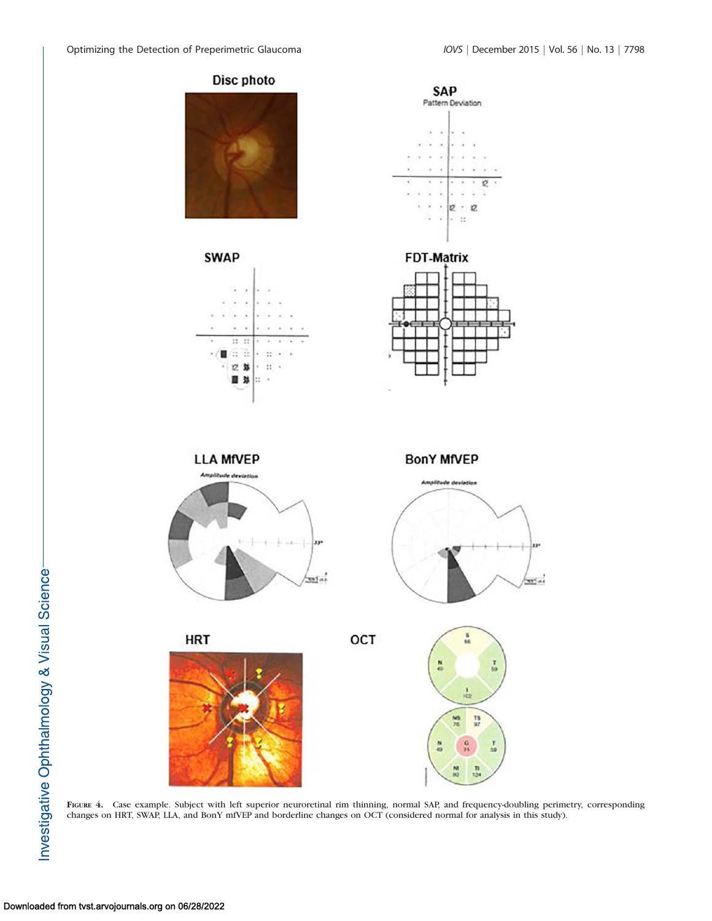**Figure 4.** Case example. Subject with left superior neuroretinal rim thinning, normal SAP, and frequency-doubling perimetry, corresponding changes on HRT, SWAP, LLA, and BonY mfVEP and borderline changes on OCT (considered normal for analysis in this study).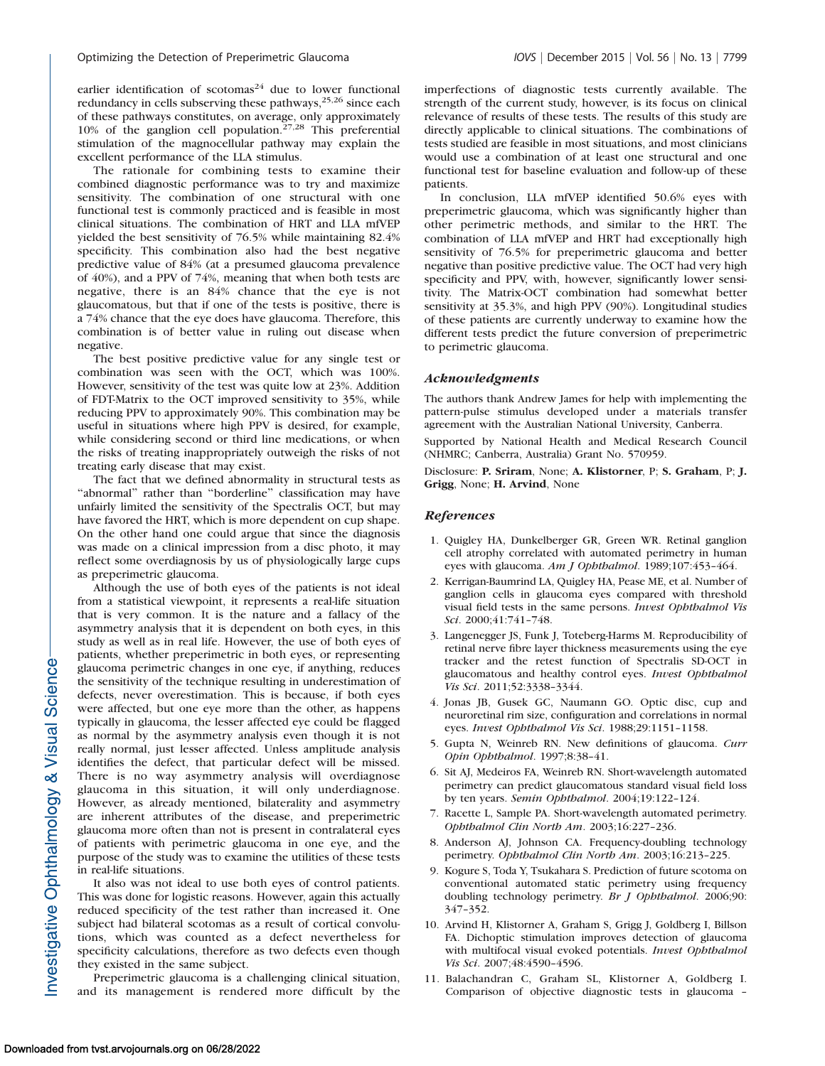earlier identification of scotomas[24] due to lower functional redundancy in cells subserving these pathways,[25,26] since each of these pathways constitutes, on average, only approximately 10% of the ganglion cell population.[27,28] This preferential stimulation of the magnocellular pathway may explain the excellent performance of the LLA stimulus.

The rationale for combining tests to examine their combined diagnostic performance was to try and maximize sensitivity. The combination of one structural with one functional test is commonly practiced and is feasible in most clinical situations. The combination of HRT and LLA mfVEP yielded the best sensitivity of 76.5% while maintaining 82.4% specificity. This combination also had the best negative predictive value of 84% (at a presumed glaucoma prevalence of 40%), and a PPV of 74%, meaning that when both tests are negative, there is an 84% chance that the eye is not glaucomatous, but that if one of the tests is positive, there is a 74% chance that the eye does have glaucoma. Therefore, this combination is of better value in ruling out disease when negative.

The best positive predictive value for any single test or combination was seen with the OCT, which was 100%. However, sensitivity of the test was quite low at 23%. Addition of FDT-Matrix to the OCT improved sensitivity to 35%, while reducing PPV to approximately 90%. This combination may be useful in situations where high PPV is desired, for example, while considering second or third line medications, or when the risks of treating inappropriately outweigh the risks of not treating early disease that may exist.

The fact that we defined abnormality in structural tests as "abnormal" rather than "borderline" classification may have unfairly limited the sensitivity of the Spectralis OCT, but may have favored the HRT, which is more dependent on cup shape. On the other hand one could argue that since the diagnosis was made on a clinical impression from a disc photo, it may reflect some overdiagnosis by us of physiologically large cups as preperimetric glaucoma.

Although the use of both eyes of the patients is not ideal from a statistical viewpoint, it represents a real-life situation that is very common. It is the nature and a fallacy of the asymmetry analysis that it is dependent on both eyes, in this study as well as in real life. However, the use of both eyes of patients, whether preperimetric in both eyes, or representing glaucoma perimetric changes in one eye, if anything, reduces the sensitivity of the technique resulting in underestimation of defects, never overestimation. This is because, if both eyes were affected, but one eye more than the other, as happens typically in glaucoma, the lesser affected eye could be flagged as normal by the asymmetry analysis even though it is not really normal, just lesser affected. Unless amplitude analysis identifies the defect, that particular defect will be missed. There is no way asymmetry analysis will overdiagnose glaucoma in this situation, it will only underdiagnose. However, as already mentioned, bilaterality and asymmetry are inherent attributes of the disease, and preperimetric glaucoma more often than not is present in contralateral eyes of patients with perimetric glaucoma in one eye, and the purpose of the study was to examine the utilities of these tests in real-life situations.

It also was not ideal to use both eyes of control patients. This was done for logistic reasons. However, again this actually reduced specificity of the test rather than increased it. One subject had bilateral scotomas as a result of cortical convolutions, which was counted as a defect nevertheless for specificity calculations, therefore as two defects even though they existed in the same subject.

Preperimetric glaucoma is a challenging clinical situation, and its management is rendered more difficult by the imperfections of diagnostic tests currently available. The strength of the current study, however, is its focus on clinical relevance of results of these tests. The results of this study are directly applicable to clinical situations. The combinations of tests studied are feasible in most situations, and most clinicians would use a combination of at least one structural and one functional test for baseline evaluation and follow-up of these patients.

In conclusion, LLA mfVEP identified 50.6% eyes with preperimetric glaucoma, which was significantly higher than other perimetric methods, and similar to the HRT. The combination of LLA mfVEP and HRT had exceptionally high sensitivity of 76.5% for preperimetric glaucoma and better negative than positive predictive value. The OCT had very high specificity and PPV, with, however, significantly lower sensitivity. The Matrix-OCT combination had somewhat better sensitivity at 35.3%, and high PPV (90%). Longitudinal studies of these patients are currently underway to examine how the different tests predict the future conversion of preperimetric to perimetric glaucoma.

## Acknowledgments

The authors thank Andrew James for help with implementing the pattern-pulse stimulus developed under a materials transfer agreement with the Australian National University, Canberra.

Supported by National Health and Medical Research Council (NHMRC; Canberra, Australia) Grant No. 570959.

Disclosure: **P. Sriram**, None; **A. Klistorner**, P; **S. Graham**, P; **J. Grigg**, None; **H. Arvind**, None

## References

1. Quigley HA, Dunkelberger GR, Green WR. Retinal ganglion cell atrophy correlated with automated perimetry in human eyes with glaucoma. *Am J Ophthalmol*. 1989;107:453–464.
2. Kerrigan-Baumrind LA, Quigley HA, Pease ME, et al. Number of ganglion cells in glaucoma eyes compared with threshold visual field tests in the same persons. *Invest Ophthalmol Vis Sci*. 2000;41:741–748.
3. Langenegger JS, Funk J, Toteberg-Harms M. Reproducibility of retinal nerve fibre layer thickness measurements using the eye tracker and the retest function of Spectralis SD-OCT in glaucomatous and healthy control eyes. *Invest Ophthalmol Vis Sci*. 2011;52:3338–3344.
4. Jonas JB, Gusek GC, Naumann GO. Optic disc, cup and neuroretinal rim size, configuration and correlations in normal eyes. *Invest Ophthalmol Vis Sci*. 1988;29:1151–1158.
5. Gupta N, Weinreb RN. New definitions of glaucoma. *Curr Opin Ophthalmol*. 1997;8:38–41.
6. Sit AJ, Medeiros FA, Weinreb RN. Short-wavelength automated perimetry can predict glaucomatous standard visual field loss by ten years. *Semin Ophthalmol*. 2004;19:122–124.
7. Racette L, Sample PA. Short-wavelength automated perimetry. *Ophthalmol Clin North Am*. 2003;16:227–236.
8. Anderson AJ, Johnson CA. Frequency-doubling technology perimetry. *Ophthalmol Clin North Am*. 2003;16:213–225.
9. Kogure S, Toda Y, Tsukahara S. Prediction of future scotoma on conventional automated static perimetry using frequency doubling technology perimetry. *Br J Ophthalmol*. 2006;90:347–352.
10. Arvind H, Klistorner A, Graham S, Grigg J, Goldberg I, Billson FA. Dichoptic stimulation improves detection of glaucoma with multifocal visual evoked potentials. *Invest Ophthalmol Vis Sci*. 2007;48:4590–4596.
11. Balachandran C, Graham SL, Klistorner A, Goldberg I. Comparison of objective diagnostic tests in glaucoma –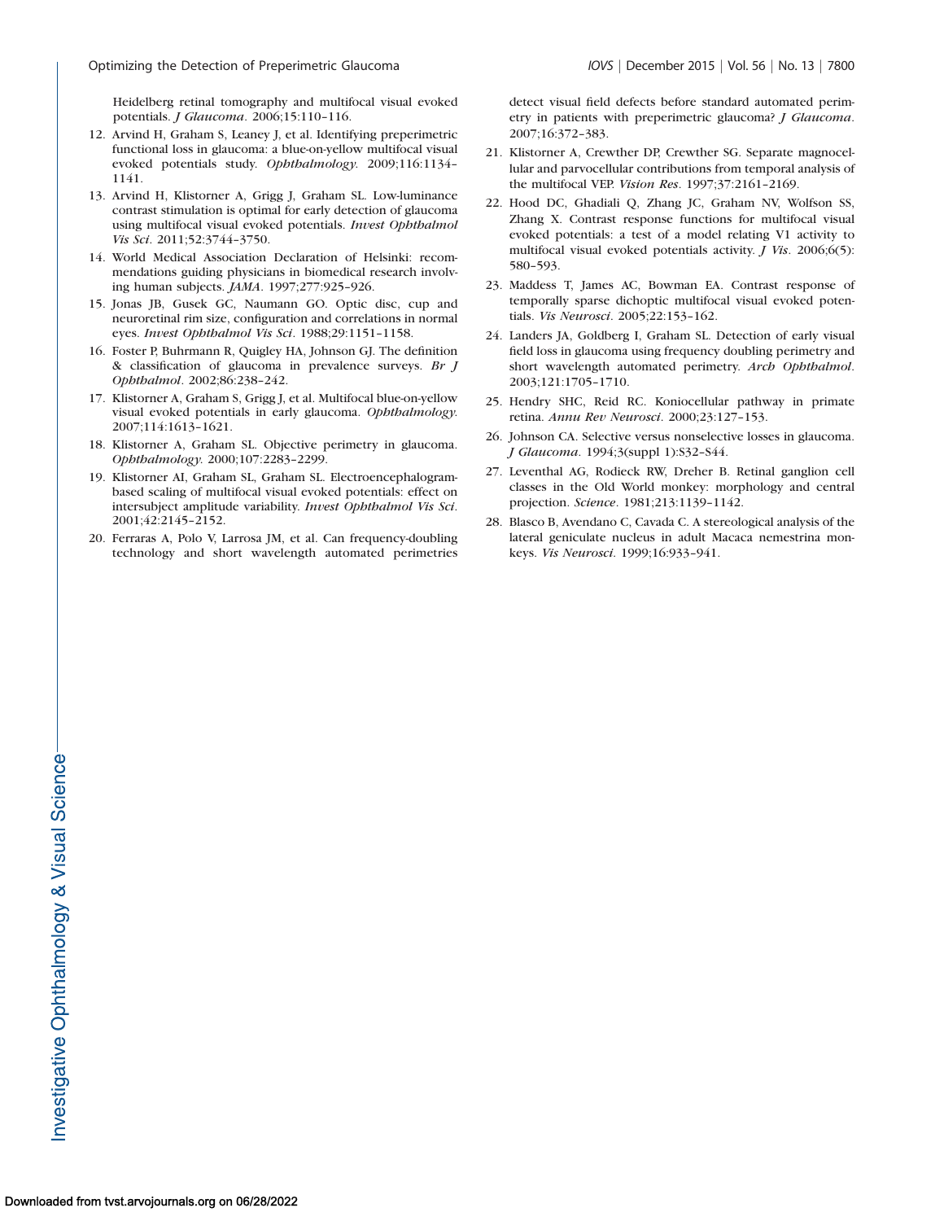Heidelberg retinal tomography and multifocal visual evoked potentials. *J Glaucoma*. 2006;15:110–116.

12. Arvind H, Graham S, Leaney J, et al. Identifying preperimetric functional loss in glaucoma: a blue-on-yellow multifocal visual evoked potentials study. *Ophthalmology.* 2009;116:1134–1141.
13. Arvind H, Klistorner A, Grigg J, Graham SL. Low-luminance contrast stimulation is optimal for early detection of glaucoma using multifocal visual evoked potentials. *Invest Ophthalmol Vis Sci*. 2011;52:3744–3750.
14. World Medical Association Declaration of Helsinki: recommendations guiding physicians in biomedical research involving human subjects. *JAMA*. 1997;277:925–926.
15. Jonas JB, Gusek GC, Naumann GO. Optic disc, cup and neuroretinal rim size, configuration and correlations in normal eyes. *Invest Ophthalmol Vis Sci*. 1988;29:1151–1158.
16. Foster P, Buhrmann R, Quigley HA, Johnson GJ. The definition & classification of glaucoma in prevalence surveys. *Br J Ophthalmol*. 2002;86:238–242.
17. Klistorner A, Graham S, Grigg J, et al. Multifocal blue-on-yellow visual evoked potentials in early glaucoma. *Ophthalmology.* 2007;114:1613–1621.
18. Klistorner A, Graham SL. Objective perimetry in glaucoma. *Ophthalmology.* 2000;107:2283–2299.
19. Klistorner AI, Graham SL, Graham SL. Electroencephalogram-based scaling of multifocal visual evoked potentials: effect on intersubject amplitude variability. *Invest Ophthalmol Vis Sci*. 2001;42:2145–2152.
20. Ferraras A, Polo V, Larrosa JM, et al. Can frequency-doubling technology and short wavelength automated perimetries detect visual field defects before standard automated perimetry in patients with preperimetric glaucoma? *J Glaucoma*. 2007;16:372–383.
21. Klistorner A, Crewther DP, Crewther SG. Separate magnocellular and parvocellular contributions from temporal analysis of the multifocal VEP. *Vision Res*. 1997;37:2161–2169.
22. Hood DC, Ghadiali Q, Zhang JC, Graham NV, Wolfson SS, Zhang X. Contrast response functions for multifocal visual evoked potentials: a test of a model relating V1 activity to multifocal visual evoked potentials activity. *J Vis*. 2006;6(5): 580–593.
23. Maddess T, James AC, Bowman EA. Contrast response of temporally sparse dichoptic multifocal visual evoked potentials. *Vis Neurosci*. 2005;22:153–162.
24. Landers JA, Goldberg I, Graham SL. Detection of early visual field loss in glaucoma using frequency doubling perimetry and short wavelength automated perimetry. *Arch Ophthalmol*. 2003;121:1705–1710.
25. Hendry SHC, Reid RC. Koniocellular pathway in primate retina. *Annu Rev Neurosci*. 2000;23:127–153.
26. Johnson CA. Selective versus nonselective losses in glaucoma. *J Glaucoma*. 1994;3(suppl 1):S32–S44.
27. Leventhal AG, Rodieck RW, Dreher B. Retinal ganglion cell classes in the Old World monkey: morphology and central projection. *Science*. 1981;213:1139–1142.
28. Blasco B, Avendano C, Cavada C. A stereological analysis of the lateral geniculate nucleus in adult Macaca nemestrina monkeys. *Vis Neurosci*. 1999;16:933–941.